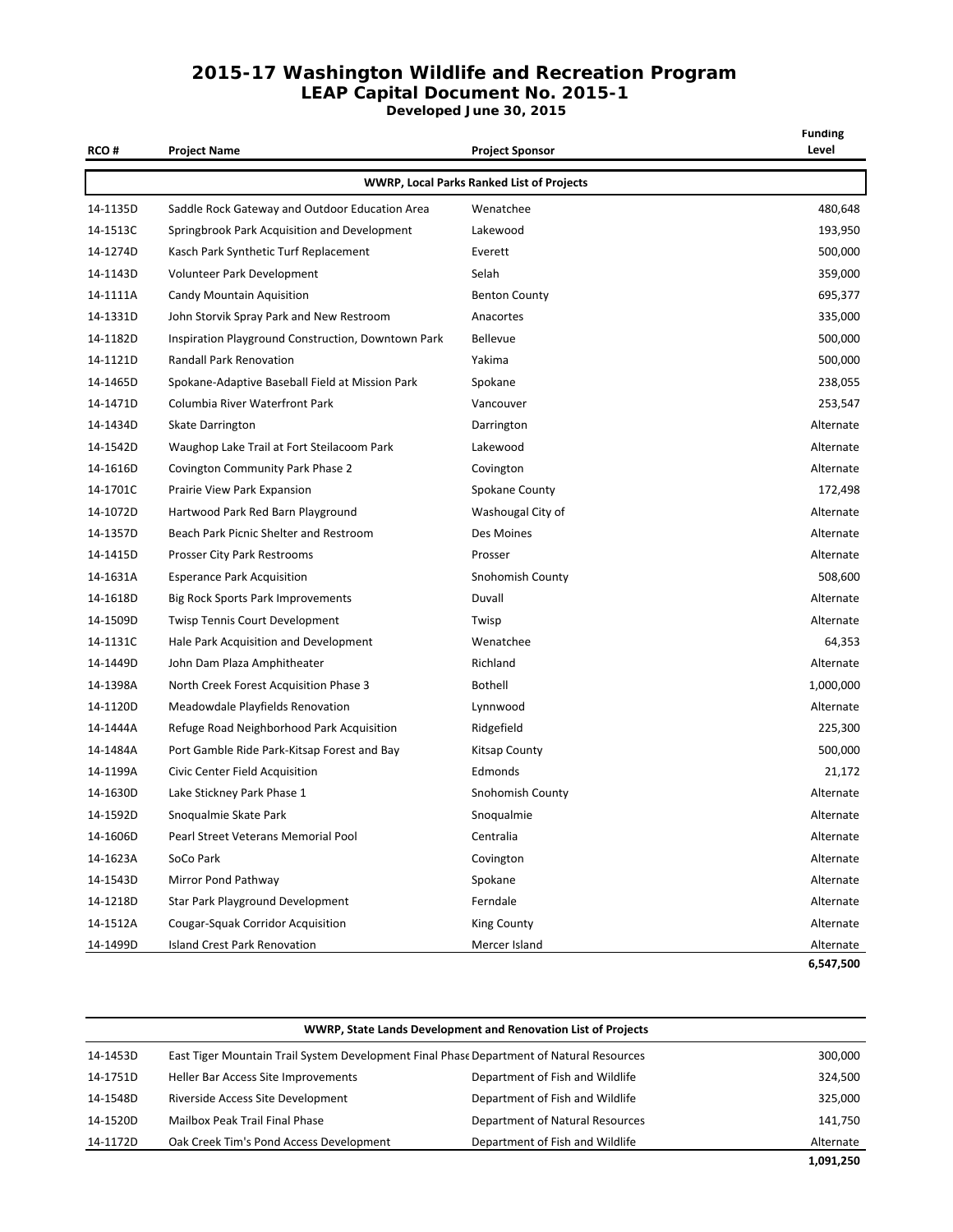# 2015-17 Washington Wildlife and Recreation Program

## LEAP Capital Document No. 2015-1

**Developed June 30, 2015**

| RCO # | Project Name | Project Sponsor | Funding Level |
|---|---|---|---|
| | **WWRP, Local Parks Ranked List of Projects** | | |
| 14-1135D | Saddle Rock Gateway and Outdoor Education Area | Wenatchee | 480,648 |
| 14-1513C | Springbrook Park Acquisition and Development | Lakewood | 193,950 |
| 14-1274D | Kasch Park Synthetic Turf Replacement | Everett | 500,000 |
| 14-1143D | Volunteer Park Development | Selah | 359,000 |
| 14-1111A | Candy Mountain Aquisition | Benton County | 695,377 |
| 14-1331D | John Storvik Spray Park and New Restroom | Anacortes | 335,000 |
| 14-1182D | Inspiration Playground Construction, Downtown Park | Bellevue | 500,000 |
| 14-1121D | Randall Park Renovation | Yakima | 500,000 |
| 14-1465D | Spokane-Adaptive Baseball Field at Mission Park | Spokane | 238,055 |
| 14-1471D | Columbia River Waterfront Park | Vancouver | 253,547 |
| 14-1434D | Skate Darrington | Darrington | Alternate |
| 14-1542D | Waughop Lake Trail at Fort Steilacoom Park | Lakewood | Alternate |
| 14-1616D | Covington Community Park Phase 2 | Covington | Alternate |
| 14-1701C | Prairie View Park Expansion | Spokane County | 172,498 |
| 14-1072D | Hartwood Park Red Barn Playground | Washougal City of | Alternate |
| 14-1357D | Beach Park Picnic Shelter and Restroom | Des Moines | Alternate |
| 14-1415D | Prosser City Park Restrooms | Prosser | Alternate |
| 14-1631A | Esperance Park Acquisition | Snohomish County | 508,600 |
| 14-1618D | Big Rock Sports Park Improvements | Duvall | Alternate |
| 14-1509D | Twisp Tennis Court Development | Twisp | Alternate |
| 14-1131C | Hale Park Acquisition and Development | Wenatchee | 64,353 |
| 14-1449D | John Dam Plaza Amphitheater | Richland | Alternate |
| 14-1398A | North Creek Forest Acquisition Phase 3 | Bothell | 1,000,000 |
| 14-1120D | Meadowdale Playfields Renovation | Lynnwood | Alternate |
| 14-1444A | Refuge Road Neighborhood Park Acquisition | Ridgefield | 225,300 |
| 14-1484A | Port Gamble Ride Park-Kitsap Forest and Bay | Kitsap County | 500,000 |
| 14-1199A | Civic Center Field Acquisition | Edmonds | 21,172 |
| 14-1630D | Lake Stickney Park Phase 1 | Snohomish County | Alternate |
| 14-1592D | Snoqualmie Skate Park | Snoqualmie | Alternate |
| 14-1606D | Pearl Street Veterans Memorial Pool | Centralia | Alternate |
| 14-1623A | SoCo Park | Covington | Alternate |
| 14-1543D | Mirror Pond Pathway | Spokane | Alternate |
| 14-1218D | Star Park Playground Development | Ferndale | Alternate |
| 14-1512A | Cougar-Squak Corridor Acquisition | King County | Alternate |
| 14-1499D | Island Crest Park Renovation | Mercer Island | Alternate |
| | | | **6,547,500** |

| RCO # | Project Name | Project Sponsor | Funding Level |
|---|---|---|---|
| | **WWRP, State Lands Development and Renovation List of Projects** | | |
| 14-1453D | East Tiger Mountain Trail System Development Final Phase | Department of Natural Resources | 300,000 |
| 14-1751D | Heller Bar Access Site Improvements | Department of Fish and Wildlife | 324,500 |
| 14-1548D | Riverside Access Site Development | Department of Fish and Wildlife | 325,000 |
| 14-1520D | Mailbox Peak Trail Final Phase | Department of Natural Resources | 141,750 |
| 14-1172D | Oak Creek Tim's Pond Access Development | Department of Fish and Wildlife | Alternate |
| | | | **1,091,250** |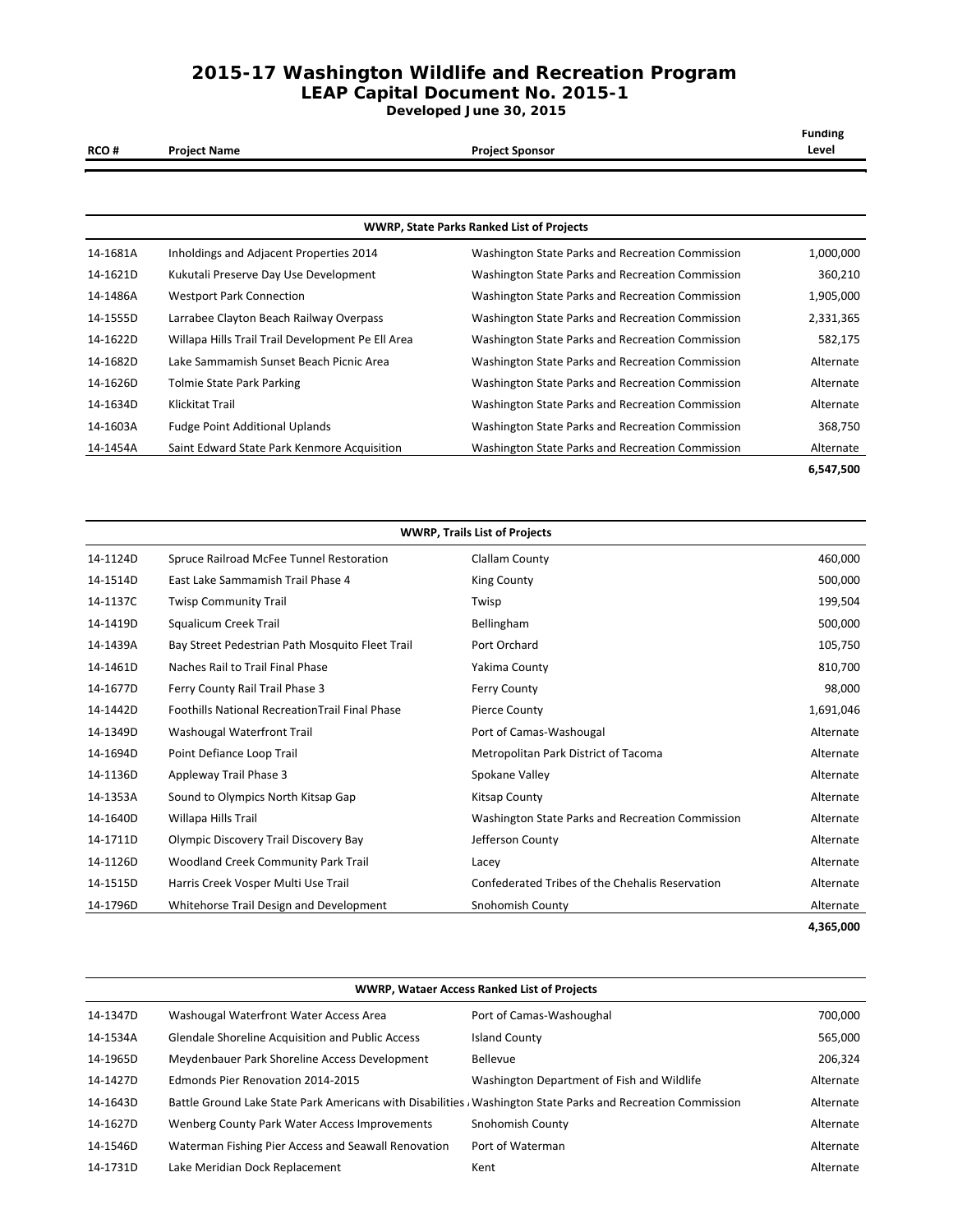# 2015-17 Washington Wildlife and Recreation Program

## LEAP Capital Document No. 2015-1

**Developed June 30, 2015**

| RCO # | Project Name | Project Sponsor | Funding Level |
|---|---|---|---|

| WWRP, State Parks Ranked List of Projects | | | |
|---|---|---|---|
| 14-1681A | Inholdings and Adjacent Properties 2014 | Washington State Parks and Recreation Commission | 1,000,000 |
| 14-1621D | Kukutali Preserve Day Use Development | Washington State Parks and Recreation Commission | 360,210 |
| 14-1486A | Westport Park Connection | Washington State Parks and Recreation Commission | 1,905,000 |
| 14-1555D | Larrabee Clayton Beach Railway Overpass | Washington State Parks and Recreation Commission | 2,331,365 |
| 14-1622D | Willapa Hills Trail Trail Development Pe Ell Area | Washington State Parks and Recreation Commission | 582,175 |
| 14-1682D | Lake Sammamish Sunset Beach Picnic Area | Washington State Parks and Recreation Commission | Alternate |
| 14-1626D | Tolmie State Park Parking | Washington State Parks and Recreation Commission | Alternate |
| 14-1634D | Klickitat Trail | Washington State Parks and Recreation Commission | Alternate |
| 14-1603A | Fudge Point Additional Uplands | Washington State Parks and Recreation Commission | 368,750 |
| 14-1454A | Saint Edward State Park Kenmore Acquisition | Washington State Parks and Recreation Commission | Alternate |
| | | | **6,547,500** |

| WWRP, Trails List of Projects | | | |
|---|---|---|---|
| 14-1124D | Spruce Railroad McFee Tunnel Restoration | Clallam County | 460,000 |
| 14-1514D | East Lake Sammamish Trail Phase 4 | King County | 500,000 |
| 14-1137C | Twisp Community Trail | Twisp | 199,504 |
| 14-1419D | Squalicum Creek Trail | Bellingham | 500,000 |
| 14-1439A | Bay Street Pedestrian Path Mosquito Fleet Trail | Port Orchard | 105,750 |
| 14-1461D | Naches Rail to Trail Final Phase | Yakima County | 810,700 |
| 14-1677D | Ferry County Rail Trail Phase 3 | Ferry County | 98,000 |
| 14-1442D | Foothills National RecreationTrail Final Phase | Pierce County | 1,691,046 |
| 14-1349D | Washougal Waterfront Trail | Port of Camas-Washougal | Alternate |
| 14-1694D | Point Defiance Loop Trail | Metropolitan Park District of Tacoma | Alternate |
| 14-1136D | Appleway Trail Phase 3 | Spokane Valley | Alternate |
| 14-1353A | Sound to Olympics North Kitsap Gap | Kitsap County | Alternate |
| 14-1640D | Willapa Hills Trail | Washington State Parks and Recreation Commission | Alternate |
| 14-1711D | Olympic Discovery Trail Discovery Bay | Jefferson County | Alternate |
| 14-1126D | Woodland Creek Community Park Trail | Lacey | Alternate |
| 14-1515D | Harris Creek Vosper Multi Use Trail | Confederated Tribes of the Chehalis Reservation | Alternate |
| 14-1796D | Whitehorse Trail Design and Development | Snohomish County | Alternate |
| | | | **4,365,000** |

| WWRP, Wataer Access Ranked List of Projects | | | |
|---|---|---|---|
| 14-1347D | Washougal Waterfront Water Access Area | Port of Camas-Washoughal | 700,000 |
| 14-1534A | Glendale Shoreline Acquisition and Public Access | Island County | 565,000 |
| 14-1965D | Meydenbauer Park Shoreline Access Development | Bellevue | 206,324 |
| 14-1427D | Edmonds Pier Renovation 2014-2015 | Washington Department of Fish and Wildlife | Alternate |
| 14-1643D | Battle Ground Lake State Park Americans with Disabilities / | Washington State Parks and Recreation Commission | Alternate |
| 14-1627D | Wenberg County Park Water Access Improvements | Snohomish County | Alternate |
| 14-1546D | Waterman Fishing Pier Access and Seawall Renovation | Port of Waterman | Alternate |
| 14-1731D | Lake Meridian Dock Replacement | Kent | Alternate |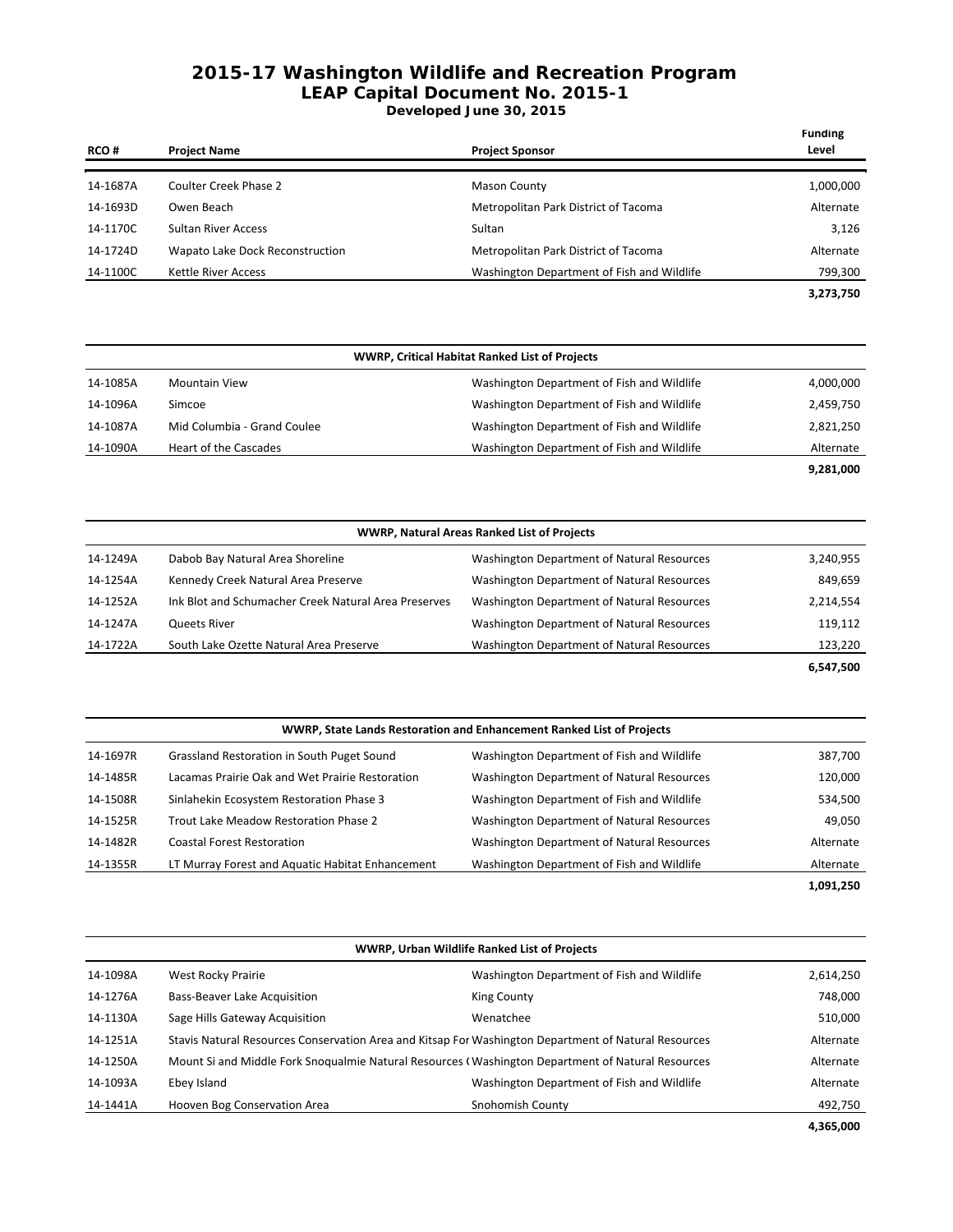## 2015-17 Washington Wildlife and Recreation Program

### LEAP Capital Document No. 2015-1

**Developed June 30, 2015**

| RCO # | Project Name | Project Sponsor | Funding Level |
|---|---|---|---|
| 14-1687A | Coulter Creek Phase 2 | Mason County | 1,000,000 |
| 14-1693D | Owen Beach | Metropolitan Park District of Tacoma | Alternate |
| 14-1170C | Sultan River Access | Sultan | 3,126 |
| 14-1724D | Wapato Lake Dock Reconstruction | Metropolitan Park District of Tacoma | Alternate |
| 14-1100C | Kettle River Access | Washington Department of Fish and Wildlife | 799,300 |
| | | | **3,273,750** |

| WWRP, Critical Habitat Ranked List of Projects | | | |
|---|---|---|---|
| 14-1085A | Mountain View | Washington Department of Fish and Wildlife | 4,000,000 |
| 14-1096A | Simcoe | Washington Department of Fish and Wildlife | 2,459,750 |
| 14-1087A | Mid Columbia - Grand Coulee | Washington Department of Fish and Wildlife | 2,821,250 |
| 14-1090A | Heart of the Cascades | Washington Department of Fish and Wildlife | Alternate |
| | | | **9,281,000** |

| WWRP, Natural Areas Ranked List of Projects | | | |
|---|---|---|---|
| 14-1249A | Dabob Bay Natural Area Shoreline | Washington Department of Natural Resources | 3,240,955 |
| 14-1254A | Kennedy Creek Natural Area Preserve | Washington Department of Natural Resources | 849,659 |
| 14-1252A | Ink Blot and Schumacher Creek Natural Area Preserves | Washington Department of Natural Resources | 2,214,554 |
| 14-1247A | Queets River | Washington Department of Natural Resources | 119,112 |
| 14-1722A | South Lake Ozette Natural Area Preserve | Washington Department of Natural Resources | 123,220 |
| | | | **6,547,500** |

| WWRP, State Lands Restoration and Enhancement Ranked List of Projects | | | |
|---|---|---|---|
| 14-1697R | Grassland Restoration in South Puget Sound | Washington Department of Fish and Wildlife | 387,700 |
| 14-1485R | Lacamas Prairie Oak and Wet Prairie Restoration | Washington Department of Natural Resources | 120,000 |
| 14-1508R | Sinlahekin Ecosystem Restoration Phase 3 | Washington Department of Fish and Wildlife | 534,500 |
| 14-1525R | Trout Lake Meadow Restoration Phase 2 | Washington Department of Natural Resources | 49,050 |
| 14-1482R | Coastal Forest Restoration | Washington Department of Natural Resources | Alternate |
| 14-1355R | LT Murray Forest and Aquatic Habitat Enhancement | Washington Department of Fish and Wildlife | Alternate |
| | | | **1,091,250** |

| WWRP, Urban Wildlife Ranked List of Projects | | | |
|---|---|---|---|
| 14-1098A | West Rocky Prairie | Washington Department of Fish and Wildlife | 2,614,250 |
| 14-1276A | Bass-Beaver Lake Acquisition | King County | 748,000 |
| 14-1130A | Sage Hills Gateway Acquisition | Wenatchee | 510,000 |
| 14-1251A | Stavis Natural Resources Conservation Area and Kitsap For | Washington Department of Natural Resources | Alternate |
| 14-1250A | Mount Si and Middle Fork Snoqualmie Natural Resources ( | Washington Department of Natural Resources | Alternate |
| 14-1093A | Ebey Island | Washington Department of Fish and Wildlife | Alternate |
| 14-1441A | Hooven Bog Conservation Area | Snohomish County | 492,750 |
| | | | **4,365,000** |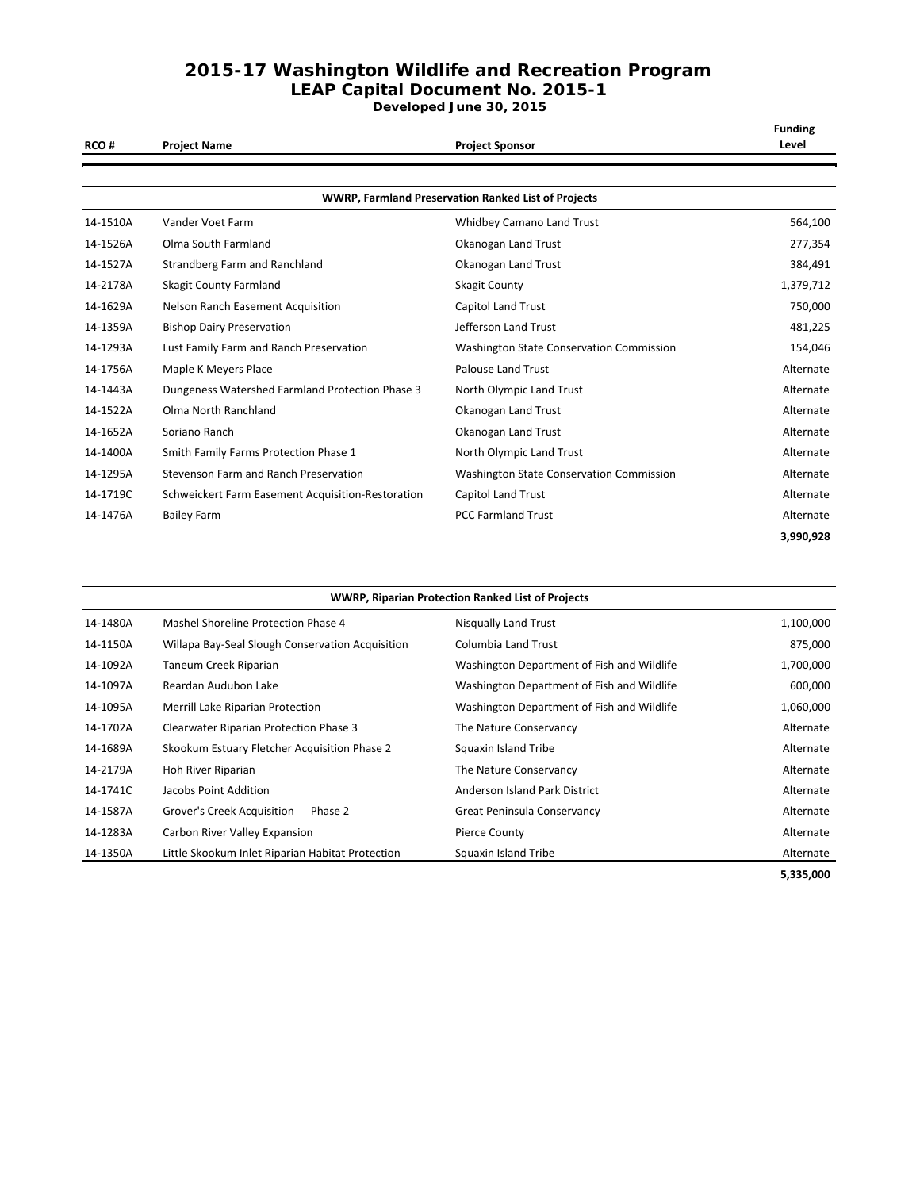# 2015-17 Washington Wildlife and Recreation Program

## LEAP Capital Document No. 2015-1

**Developed June 30, 2015**

| RCO # | Project Name | Project Sponsor | Funding Level |
|---|---|---|---|
| | **WWRP, Farmland Preservation Ranked List of Projects** | | |
| 14-1510A | Vander Voet Farm | Whidbey Camano Land Trust | 564,100 |
| 14-1526A | Olma South Farmland | Okanogan Land Trust | 277,354 |
| 14-1527A | Strandberg Farm and Ranchland | Okanogan Land Trust | 384,491 |
| 14-2178A | Skagit County Farmland | Skagit County | 1,379,712 |
| 14-1629A | Nelson Ranch Easement Acquisition | Capitol Land Trust | 750,000 |
| 14-1359A | Bishop Dairy Preservation | Jefferson Land Trust | 481,225 |
| 14-1293A | Lust Family Farm and Ranch Preservation | Washington State Conservation Commission | 154,046 |
| 14-1756A | Maple K Meyers Place | Palouse Land Trust | Alternate |
| 14-1443A | Dungeness Watershed Farmland Protection Phase 3 | North Olympic Land Trust | Alternate |
| 14-1522A | Olma North Ranchland | Okanogan Land Trust | Alternate |
| 14-1652A | Soriano Ranch | Okanogan Land Trust | Alternate |
| 14-1400A | Smith Family Farms Protection Phase 1 | North Olympic Land Trust | Alternate |
| 14-1295A | Stevenson Farm and Ranch Preservation | Washington State Conservation Commission | Alternate |
| 14-1719C | Schweickert Farm Easement Acquisition-Restoration | Capitol Land Trust | Alternate |
| 14-1476A | Bailey Farm | PCC Farmland Trust | Alternate |
| | | | **3,990,928** |

| RCO # | Project Name | Project Sponsor | Funding Level |
|---|---|---|---|
| | **WWRP, Riparian Protection Ranked List of Projects** | | |
| 14-1480A | Mashel Shoreline Protection Phase 4 | Nisqually Land Trust | 1,100,000 |
| 14-1150A | Willapa Bay-Seal Slough Conservation Acquisition | Columbia Land Trust | 875,000 |
| 14-1092A | Taneum Creek Riparian | Washington Department of Fish and Wildlife | 1,700,000 |
| 14-1097A | Reardan Audubon Lake | Washington Department of Fish and Wildlife | 600,000 |
| 14-1095A | Merrill Lake Riparian Protection | Washington Department of Fish and Wildlife | 1,060,000 |
| 14-1702A | Clearwater Riparian Protection Phase 3 | The Nature Conservancy | Alternate |
| 14-1689A | Skookum Estuary Fletcher Acquisition Phase 2 | Squaxin Island Tribe | Alternate |
| 14-2179A | Hoh River Riparian | The Nature Conservancy | Alternate |
| 14-1741C | Jacobs Point Addition | Anderson Island Park District | Alternate |
| 14-1587A | Grover's Creek Acquisition Phase 2 | Great Peninsula Conservancy | Alternate |
| 14-1283A | Carbon River Valley Expansion | Pierce County | Alternate |
| 14-1350A | Little Skookum Inlet Riparian Habitat Protection | Squaxin Island Tribe | Alternate |
| | | | **5,335,000** |